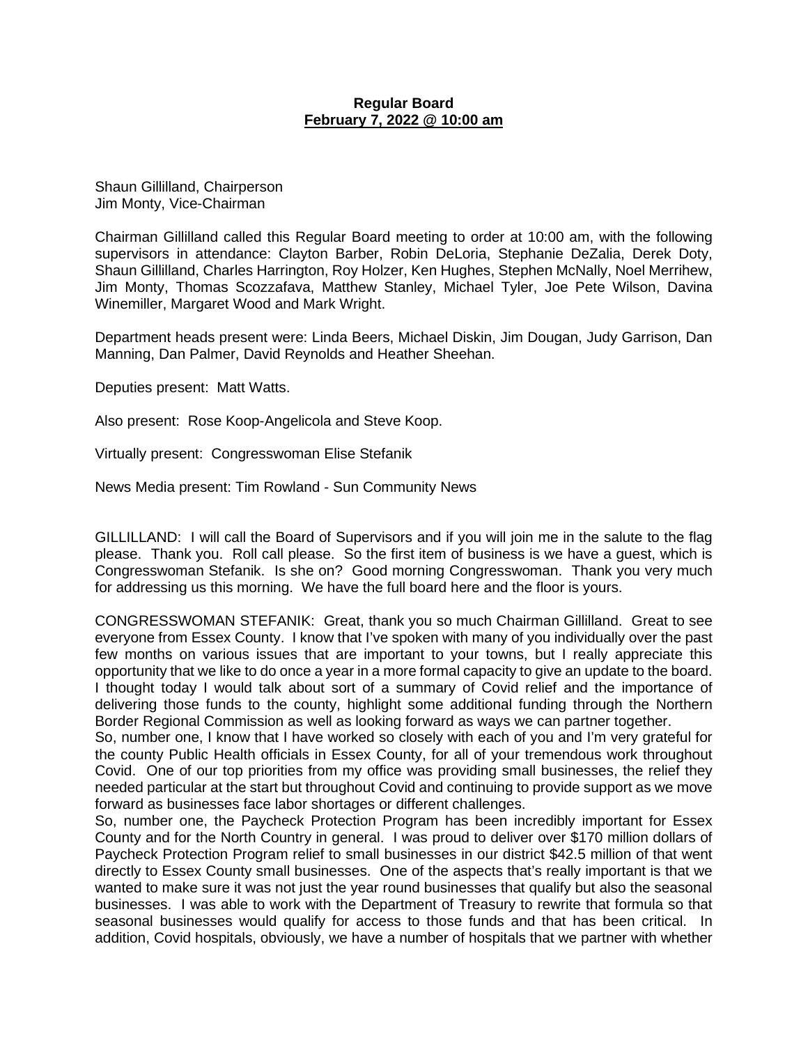**Regular Board**
**February 7, 2022 @ 10:00 am**

Shaun Gillilland, Chairperson
Jim Monty, Vice-Chairman

Chairman Gillilland called this Regular Board meeting to order at 10:00 am, with the following supervisors in attendance: Clayton Barber, Robin DeLoria, Stephanie DeZalia, Derek Doty, Shaun Gillilland, Charles Harrington, Roy Holzer, Ken Hughes, Stephen McNally, Noel Merrihew, Jim Monty, Thomas Scozzafava, Matthew Stanley, Michael Tyler, Joe Pete Wilson, Davina Winemiller, Margaret Wood and Mark Wright.

Department heads present were: Linda Beers, Michael Diskin, Jim Dougan, Judy Garrison, Dan Manning, Dan Palmer, David Reynolds and Heather Sheehan.

Deputies present: Matt Watts.

Also present: Rose Koop-Angelicola and Steve Koop.

Virtually present: Congresswoman Elise Stefanik

News Media present: Tim Rowland - Sun Community News

GILLILLAND: I will call the Board of Supervisors and if you will join me in the salute to the flag please. Thank you. Roll call please. So the first item of business is we have a guest, which is Congresswoman Stefanik. Is she on? Good morning Congresswoman. Thank you very much for addressing us this morning. We have the full board here and the floor is yours.

CONGRESSWOMAN STEFANIK: Great, thank you so much Chairman Gillilland. Great to see everyone from Essex County. I know that I've spoken with many of you individually over the past few months on various issues that are important to your towns, but I really appreciate this opportunity that we like to do once a year in a more formal capacity to give an update to the board. I thought today I would talk about sort of a summary of Covid relief and the importance of delivering those funds to the county, highlight some additional funding through the Northern Border Regional Commission as well as looking forward as ways we can partner together.
So, number one, I know that I have worked so closely with each of you and I'm very grateful for the county Public Health officials in Essex County, for all of your tremendous work throughout Covid. One of our top priorities from my office was providing small businesses, the relief they needed particular at the start but throughout Covid and continuing to provide support as we move forward as businesses face labor shortages or different challenges.
So, number one, the Paycheck Protection Program has been incredibly important for Essex County and for the North Country in general. I was proud to deliver over $170 million dollars of Paycheck Protection Program relief to small businesses in our district $42.5 million of that went directly to Essex County small businesses. One of the aspects that's really important is that we wanted to make sure it was not just the year round businesses that qualify but also the seasonal businesses. I was able to work with the Department of Treasury to rewrite that formula so that seasonal businesses would qualify for access to those funds and that has been critical. In addition, Covid hospitals, obviously, we have a number of hospitals that we partner with whether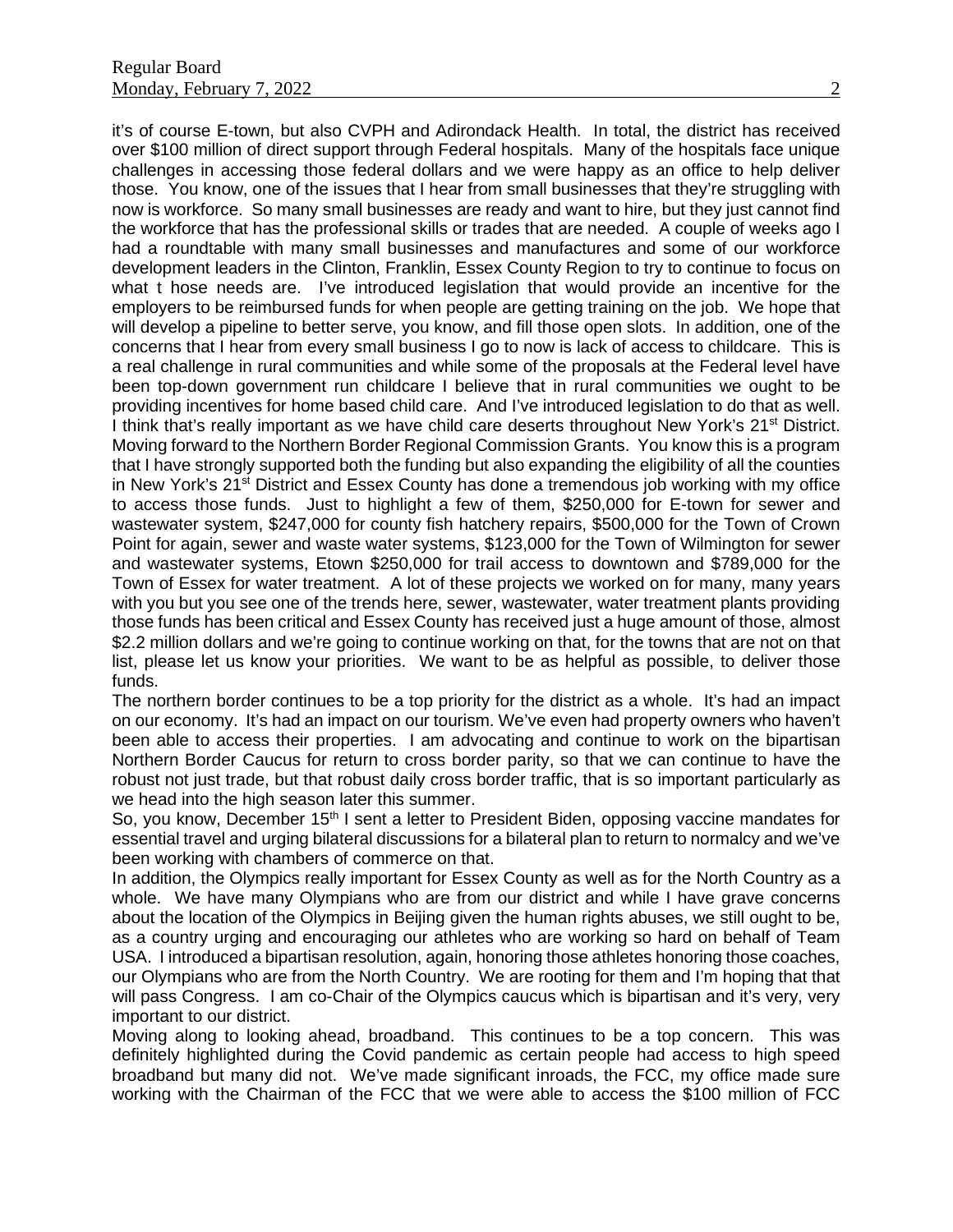it's of course E-town, but also CVPH and Adirondack Health. In total, the district has received over $100 million of direct support through Federal hospitals. Many of the hospitals face unique challenges in accessing those federal dollars and we were happy as an office to help deliver those. You know, one of the issues that I hear from small businesses that they're struggling with now is workforce. So many small businesses are ready and want to hire, but they just cannot find the workforce that has the professional skills or trades that are needed. A couple of weeks ago I had a roundtable with many small businesses and manufactures and some of our workforce development leaders in the Clinton, Franklin, Essex County Region to try to continue to focus on what t hose needs are. I've introduced legislation that would provide an incentive for the employers to be reimbursed funds for when people are getting training on the job. We hope that will develop a pipeline to better serve, you know, and fill those open slots. In addition, one of the concerns that I hear from every small business I go to now is lack of access to childcare. This is a real challenge in rural communities and while some of the proposals at the Federal level have been top-down government run childcare I believe that in rural communities we ought to be providing incentives for home based child care. And I've introduced legislation to do that as well. I think that's really important as we have child care deserts throughout New York's 21st District. Moving forward to the Northern Border Regional Commission Grants. You know this is a program that I have strongly supported both the funding but also expanding the eligibility of all the counties in New York's 21st District and Essex County has done a tremendous job working with my office to access those funds. Just to highlight a few of them, $250,000 for E-town for sewer and wastewater system, $247,000 for county fish hatchery repairs, $500,000 for the Town of Crown Point for again, sewer and waste water systems, $123,000 for the Town of Wilmington for sewer and wastewater systems, Etown $250,000 for trail access to downtown and $789,000 for the Town of Essex for water treatment. A lot of these projects we worked on for many, many years with you but you see one of the trends here, sewer, wastewater, water treatment plants providing those funds has been critical and Essex County has received just a huge amount of those, almost $2.2 million dollars and we're going to continue working on that, for the towns that are not on that list, please let us know your priorities. We want to be as helpful as possible, to deliver those funds.

The northern border continues to be a top priority for the district as a whole. It's had an impact on our economy. It's had an impact on our tourism. We've even had property owners who haven't been able to access their properties. I am advocating and continue to work on the bipartisan Northern Border Caucus for return to cross border parity, so that we can continue to have the robust not just trade, but that robust daily cross border traffic, that is so important particularly as we head into the high season later this summer.

So, you know, December 15th I sent a letter to President Biden, opposing vaccine mandates for essential travel and urging bilateral discussions for a bilateral plan to return to normalcy and we've been working with chambers of commerce on that.

In addition, the Olympics really important for Essex County as well as for the North Country as a whole. We have many Olympians who are from our district and while I have grave concerns about the location of the Olympics in Beijing given the human rights abuses, we still ought to be, as a country urging and encouraging our athletes who are working so hard on behalf of Team USA. I introduced a bipartisan resolution, again, honoring those athletes honoring those coaches, our Olympians who are from the North Country. We are rooting for them and I'm hoping that that will pass Congress. I am co-Chair of the Olympics caucus which is bipartisan and it's very, very important to our district.

Moving along to looking ahead, broadband. This continues to be a top concern. This was definitely highlighted during the Covid pandemic as certain people had access to high speed broadband but many did not. We've made significant inroads, the FCC, my office made sure working with the Chairman of the FCC that we were able to access the $100 million of FCC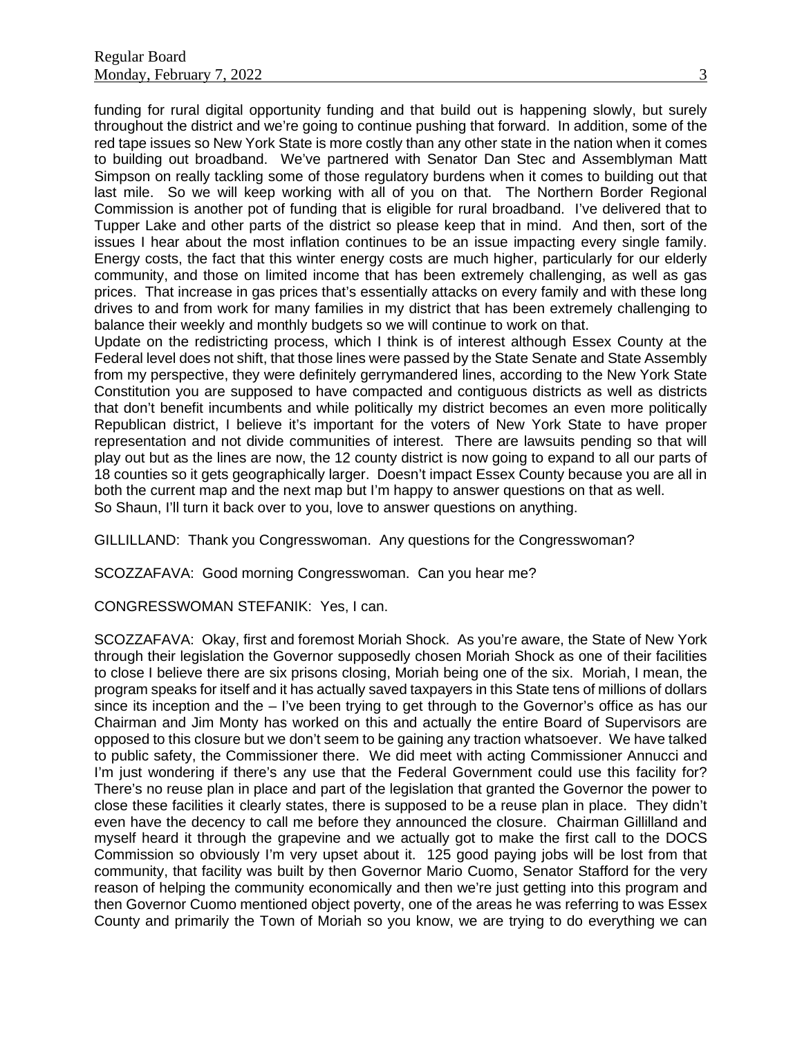funding for rural digital opportunity funding and that build out is happening slowly, but surely throughout the district and we're going to continue pushing that forward. In addition, some of the red tape issues so New York State is more costly than any other state in the nation when it comes to building out broadband. We've partnered with Senator Dan Stec and Assemblyman Matt Simpson on really tackling some of those regulatory burdens when it comes to building out that last mile. So we will keep working with all of you on that. The Northern Border Regional Commission is another pot of funding that is eligible for rural broadband. I've delivered that to Tupper Lake and other parts of the district so please keep that in mind. And then, sort of the issues I hear about the most inflation continues to be an issue impacting every single family. Energy costs, the fact that this winter energy costs are much higher, particularly for our elderly community, and those on limited income that has been extremely challenging, as well as gas prices. That increase in gas prices that's essentially attacks on every family and with these long drives to and from work for many families in my district that has been extremely challenging to balance their weekly and monthly budgets so we will continue to work on that.

Update on the redistricting process, which I think is of interest although Essex County at the Federal level does not shift, that those lines were passed by the State Senate and State Assembly from my perspective, they were definitely gerrymandered lines, according to the New York State Constitution you are supposed to have compacted and contiguous districts as well as districts that don't benefit incumbents and while politically my district becomes an even more politically Republican district, I believe it's important for the voters of New York State to have proper representation and not divide communities of interest. There are lawsuits pending so that will play out but as the lines are now, the 12 county district is now going to expand to all our parts of 18 counties so it gets geographically larger. Doesn't impact Essex County because you are all in both the current map and the next map but I'm happy to answer questions on that as well.

So Shaun, I'll turn it back over to you, love to answer questions on anything.

GILLILLAND: Thank you Congresswoman. Any questions for the Congresswoman?

SCOZZAFAVA: Good morning Congresswoman. Can you hear me?

CONGRESSWOMAN STEFANIK: Yes, I can.

SCOZZAFAVA: Okay, first and foremost Moriah Shock. As you're aware, the State of New York through their legislation the Governor supposedly chosen Moriah Shock as one of their facilities to close I believe there are six prisons closing, Moriah being one of the six. Moriah, I mean, the program speaks for itself and it has actually saved taxpayers in this State tens of millions of dollars since its inception and the – I've been trying to get through to the Governor's office as has our Chairman and Jim Monty has worked on this and actually the entire Board of Supervisors are opposed to this closure but we don't seem to be gaining any traction whatsoever. We have talked to public safety, the Commissioner there. We did meet with acting Commissioner Annucci and I'm just wondering if there's any use that the Federal Government could use this facility for? There's no reuse plan in place and part of the legislation that granted the Governor the power to close these facilities it clearly states, there is supposed to be a reuse plan in place. They didn't even have the decency to call me before they announced the closure. Chairman Gillilland and myself heard it through the grapevine and we actually got to make the first call to the DOCS Commission so obviously I'm very upset about it. 125 good paying jobs will be lost from that community, that facility was built by then Governor Mario Cuomo, Senator Stafford for the very reason of helping the community economically and then we're just getting into this program and then Governor Cuomo mentioned object poverty, one of the areas he was referring to was Essex County and primarily the Town of Moriah so you know, we are trying to do everything we can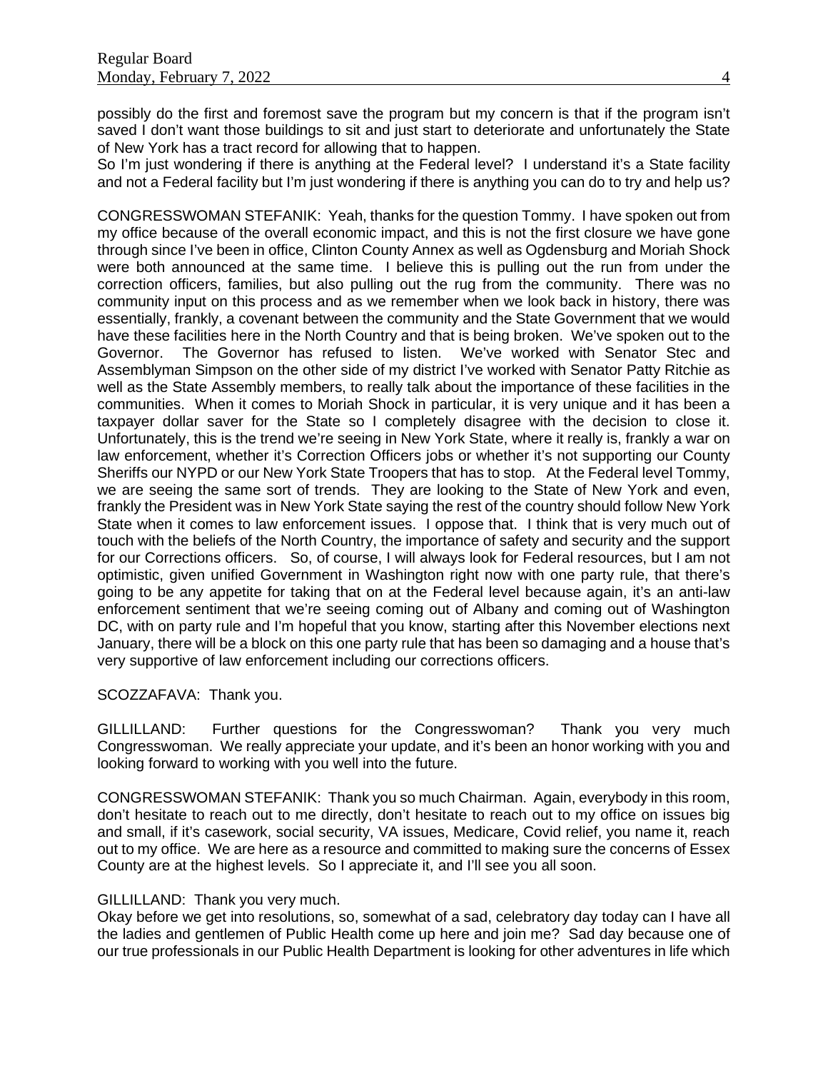possibly do the first and foremost save the program but my concern is that if the program isn't saved I don't want those buildings to sit and just start to deteriorate and unfortunately the State of New York has a tract record for allowing that to happen.
So I'm just wondering if there is anything at the Federal level? I understand it's a State facility and not a Federal facility but I'm just wondering if there is anything you can do to try and help us?

CONGRESSWOMAN STEFANIK: Yeah, thanks for the question Tommy. I have spoken out from my office because of the overall economic impact, and this is not the first closure we have gone through since I've been in office, Clinton County Annex as well as Ogdensburg and Moriah Shock were both announced at the same time. I believe this is pulling out the run from under the correction officers, families, but also pulling out the rug from the community. There was no community input on this process and as we remember when we look back in history, there was essentially, frankly, a covenant between the community and the State Government that we would have these facilities here in the North Country and that is being broken. We've spoken out to the Governor. The Governor has refused to listen. We've worked with Senator Stec and Assemblyman Simpson on the other side of my district I've worked with Senator Patty Ritchie as well as the State Assembly members, to really talk about the importance of these facilities in the communities. When it comes to Moriah Shock in particular, it is very unique and it has been a taxpayer dollar saver for the State so I completely disagree with the decision to close it. Unfortunately, this is the trend we're seeing in New York State, where it really is, frankly a war on law enforcement, whether it's Correction Officers jobs or whether it's not supporting our County Sheriffs our NYPD or our New York State Troopers that has to stop. At the Federal level Tommy, we are seeing the same sort of trends. They are looking to the State of New York and even, frankly the President was in New York State saying the rest of the country should follow New York State when it comes to law enforcement issues. I oppose that. I think that is very much out of touch with the beliefs of the North Country, the importance of safety and security and the support for our Corrections officers. So, of course, I will always look for Federal resources, but I am not optimistic, given unified Government in Washington right now with one party rule, that there's going to be any appetite for taking that on at the Federal level because again, it's an anti-law enforcement sentiment that we're seeing coming out of Albany and coming out of Washington DC, with on party rule and I'm hopeful that you know, starting after this November elections next January, there will be a block on this one party rule that has been so damaging and a house that's very supportive of law enforcement including our corrections officers.

SCOZZAFAVA: Thank you.

GILLILLAND: Further questions for the Congresswoman? Thank you very much Congresswoman. We really appreciate your update, and it's been an honor working with you and looking forward to working with you well into the future.

CONGRESSWOMAN STEFANIK: Thank you so much Chairman. Again, everybody in this room, don't hesitate to reach out to me directly, don't hesitate to reach out to my office on issues big and small, if it's casework, social security, VA issues, Medicare, Covid relief, you name it, reach out to my office. We are here as a resource and committed to making sure the concerns of Essex County are at the highest levels. So I appreciate it, and I'll see you all soon.

GILLILLAND: Thank you very much.
Okay before we get into resolutions, so, somewhat of a sad, celebratory day today can I have all the ladies and gentlemen of Public Health come up here and join me? Sad day because one of our true professionals in our Public Health Department is looking for other adventures in life which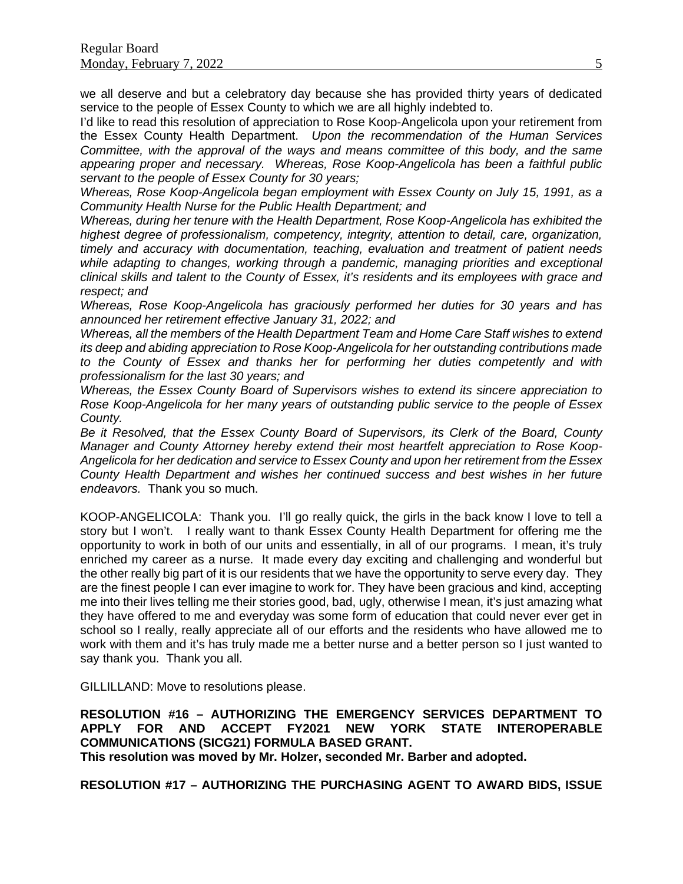we all deserve and but a celebratory day because she has provided thirty years of dedicated service to the people of Essex County to which we are all highly indebted to.

I'd like to read this resolution of appreciation to Rose Koop-Angelicola upon your retirement from the Essex County Health Department. *Upon the recommendation of the Human Services Committee, with the approval of the ways and means committee of this body, and the same appearing proper and necessary. Whereas, Rose Koop-Angelicola has been a faithful public servant to the people of Essex County for 30 years;*

*Whereas, Rose Koop-Angelicola began employment with Essex County on July 15, 1991, as a Community Health Nurse for the Public Health Department; and*

*Whereas, during her tenure with the Health Department, Rose Koop-Angelicola has exhibited the highest degree of professionalism, competency, integrity, attention to detail, care, organization, timely and accuracy with documentation, teaching, evaluation and treatment of patient needs while adapting to changes, working through a pandemic, managing priorities and exceptional clinical skills and talent to the County of Essex, it's residents and its employees with grace and respect; and*

*Whereas, Rose Koop-Angelicola has graciously performed her duties for 30 years and has announced her retirement effective January 31, 2022; and*

*Whereas, all the members of the Health Department Team and Home Care Staff wishes to extend its deep and abiding appreciation to Rose Koop-Angelicola for her outstanding contributions made to the County of Essex and thanks her for performing her duties competently and with professionalism for the last 30 years; and*

*Whereas, the Essex County Board of Supervisors wishes to extend its sincere appreciation to Rose Koop-Angelicola for her many years of outstanding public service to the people of Essex County.*

*Be it Resolved, that the Essex County Board of Supervisors, its Clerk of the Board, County Manager and County Attorney hereby extend their most heartfelt appreciation to Rose Koop-Angelicola for her dedication and service to Essex County and upon her retirement from the Essex County Health Department and wishes her continued success and best wishes in her future endeavors.* Thank you so much.

KOOP-ANGELICOLA: Thank you. I'll go really quick, the girls in the back know I love to tell a story but I won't. I really want to thank Essex County Health Department for offering me the opportunity to work in both of our units and essentially, in all of our programs. I mean, it's truly enriched my career as a nurse. It made every day exciting and challenging and wonderful but the other really big part of it is our residents that we have the opportunity to serve every day. They are the finest people I can ever imagine to work for. They have been gracious and kind, accepting me into their lives telling me their stories good, bad, ugly, otherwise I mean, it's just amazing what they have offered to me and everyday was some form of education that could never ever get in school so I really, really appreciate all of our efforts and the residents who have allowed me to work with them and it's has truly made me a better nurse and a better person so I just wanted to say thank you. Thank you all.

GILLILLAND: Move to resolutions please.

**RESOLUTION #16 – AUTHORIZING THE EMERGENCY SERVICES DEPARTMENT TO APPLY FOR AND ACCEPT FY2021 NEW YORK STATE INTEROPERABLE COMMUNICATIONS (SICG21) FORMULA BASED GRANT.**
**This resolution was moved by Mr. Holzer, seconded Mr. Barber and adopted.**

**RESOLUTION #17 – AUTHORIZING THE PURCHASING AGENT TO AWARD BIDS, ISSUE**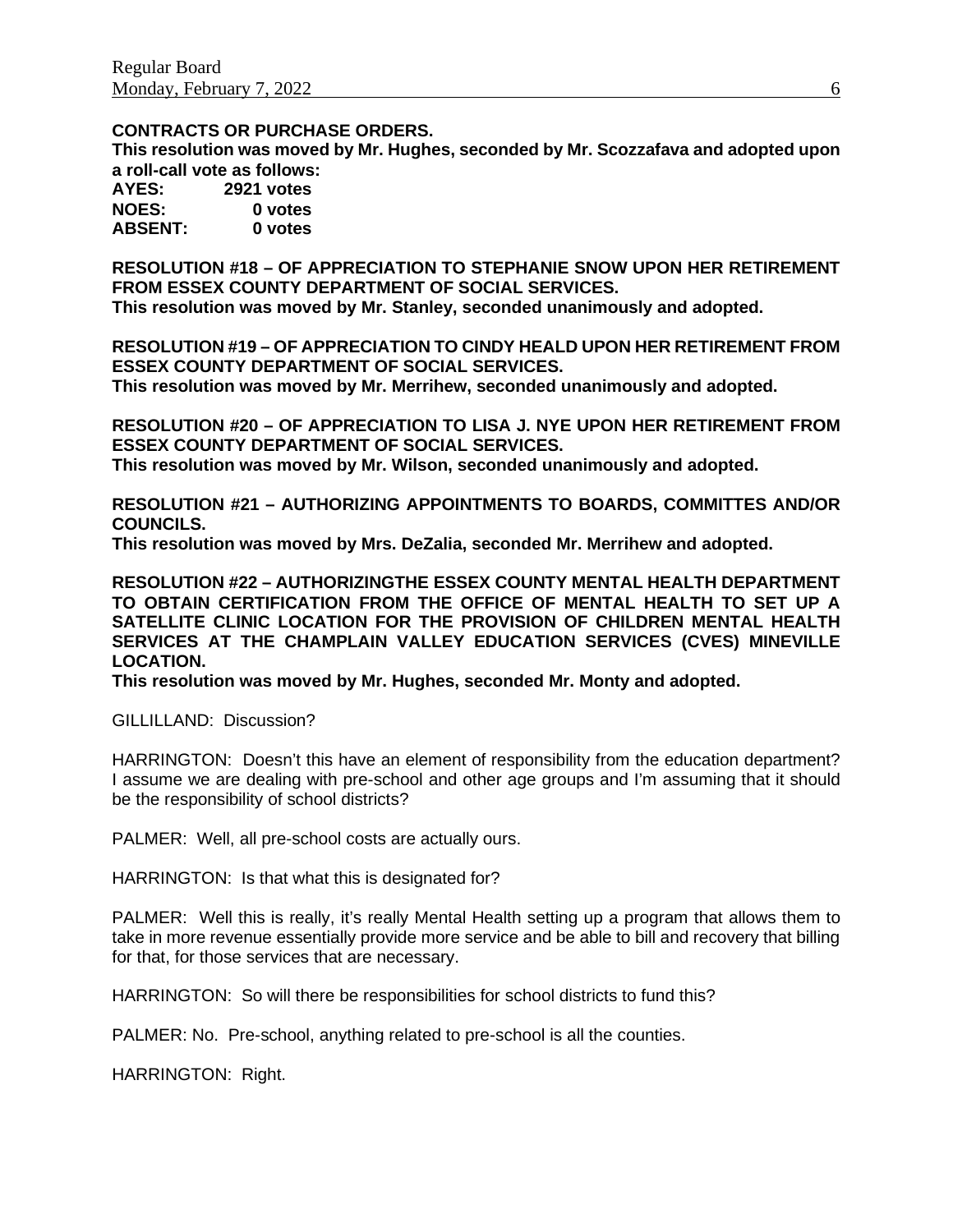**CONTRACTS OR PURCHASE ORDERS.**
**This resolution was moved by Mr. Hughes, seconded by Mr. Scozzafava and adopted upon a roll-call vote as follows:**

**AYES: 2921 votes**
**NOES: 0 votes**
**ABSENT: 0 votes**

**RESOLUTION #18 – OF APPRECIATION TO STEPHANIE SNOW UPON HER RETIREMENT FROM ESSEX COUNTY DEPARTMENT OF SOCIAL SERVICES.**
**This resolution was moved by Mr. Stanley, seconded unanimously and adopted.**

**RESOLUTION #19 – OF APPRECIATION TO CINDY HEALD UPON HER RETIREMENT FROM ESSEX COUNTY DEPARTMENT OF SOCIAL SERVICES.**
**This resolution was moved by Mr. Merrihew, seconded unanimously and adopted.**

**RESOLUTION #20 – OF APPRECIATION TO LISA J. NYE UPON HER RETIREMENT FROM ESSEX COUNTY DEPARTMENT OF SOCIAL SERVICES.**
**This resolution was moved by Mr. Wilson, seconded unanimously and adopted.**

**RESOLUTION #21 – AUTHORIZING APPOINTMENTS TO BOARDS, COMMITTES AND/OR COUNCILS.**
**This resolution was moved by Mrs. DeZalia, seconded Mr. Merrihew and adopted.**

**RESOLUTION #22 – AUTHORIZINGTHE ESSEX COUNTY MENTAL HEALTH DEPARTMENT TO OBTAIN CERTIFICATION FROM THE OFFICE OF MENTAL HEALTH TO SET UP A SATELLITE CLINIC LOCATION FOR THE PROVISION OF CHILDREN MENTAL HEALTH SERVICES AT THE CHAMPLAIN VALLEY EDUCATION SERVICES (CVES) MINEVILLE LOCATION.**
**This resolution was moved by Mr. Hughes, seconded Mr. Monty and adopted.**

GILLILLAND: Discussion?

HARRINGTON: Doesn't this have an element of responsibility from the education department? I assume we are dealing with pre-school and other age groups and I'm assuming that it should be the responsibility of school districts?

PALMER: Well, all pre-school costs are actually ours.

HARRINGTON: Is that what this is designated for?

PALMER: Well this is really, it's really Mental Health setting up a program that allows them to take in more revenue essentially provide more service and be able to bill and recovery that billing for that, for those services that are necessary.

HARRINGTON: So will there be responsibilities for school districts to fund this?

PALMER: No. Pre-school, anything related to pre-school is all the counties.

HARRINGTON: Right.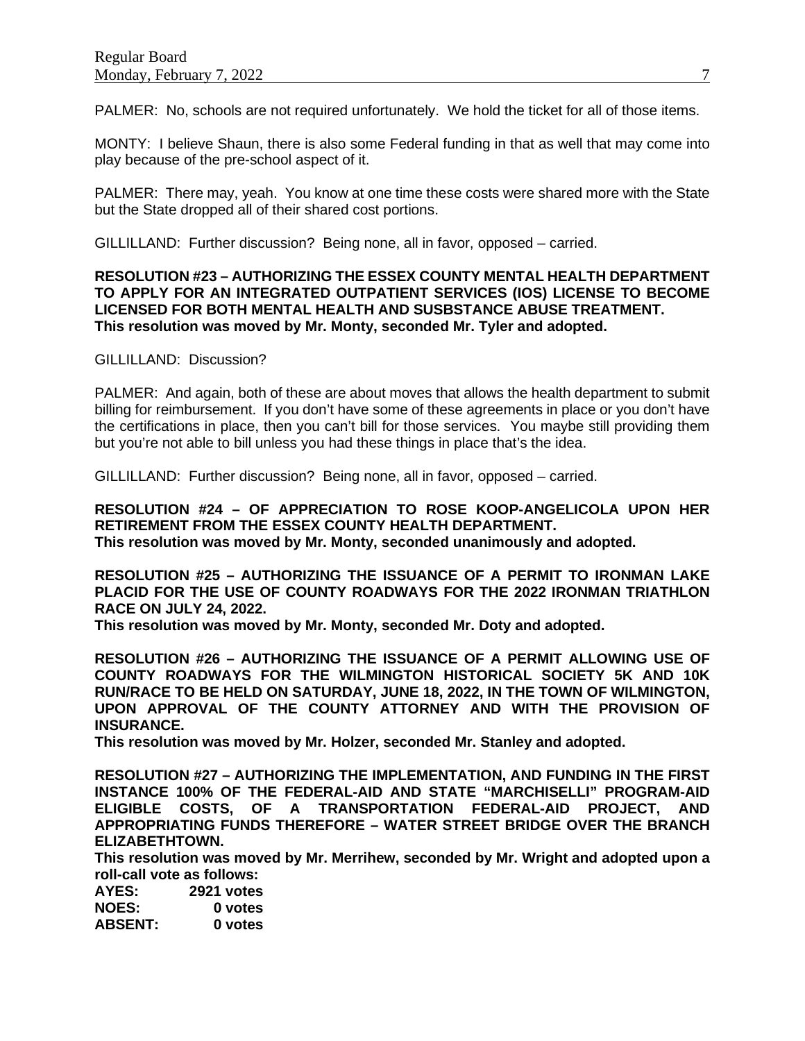PALMER: No, schools are not required unfortunately. We hold the ticket for all of those items.

MONTY: I believe Shaun, there is also some Federal funding in that as well that may come into play because of the pre-school aspect of it.

PALMER: There may, yeah. You know at one time these costs were shared more with the State but the State dropped all of their shared cost portions.

GILLILLAND: Further discussion? Being none, all in favor, opposed – carried.

**RESOLUTION #23 – AUTHORIZING THE ESSEX COUNTY MENTAL HEALTH DEPARTMENT TO APPLY FOR AN INTEGRATED OUTPATIENT SERVICES (IOS) LICENSE TO BECOME LICENSED FOR BOTH MENTAL HEALTH AND SUSBSTANCE ABUSE TREATMENT.**
**This resolution was moved by Mr. Monty, seconded Mr. Tyler and adopted.**

GILLILLAND: Discussion?

PALMER: And again, both of these are about moves that allows the health department to submit billing for reimbursement. If you don't have some of these agreements in place or you don't have the certifications in place, then you can't bill for those services. You maybe still providing them but you're not able to bill unless you had these things in place that's the idea.

GILLILLAND: Further discussion? Being none, all in favor, opposed – carried.

**RESOLUTION #24 – OF APPRECIATION TO ROSE KOOP-ANGELICOLA UPON HER RETIREMENT FROM THE ESSEX COUNTY HEALTH DEPARTMENT.**
**This resolution was moved by Mr. Monty, seconded unanimously and adopted.**

**RESOLUTION #25 – AUTHORIZING THE ISSUANCE OF A PERMIT TO IRONMAN LAKE PLACID FOR THE USE OF COUNTY ROADWAYS FOR THE 2022 IRONMAN TRIATHLON RACE ON JULY 24, 2022.**
**This resolution was moved by Mr. Monty, seconded Mr. Doty and adopted.**

**RESOLUTION #26 – AUTHORIZING THE ISSUANCE OF A PERMIT ALLOWING USE OF COUNTY ROADWAYS FOR THE WILMINGTON HISTORICAL SOCIETY 5K AND 10K RUN/RACE TO BE HELD ON SATURDAY, JUNE 18, 2022, IN THE TOWN OF WILMINGTON, UPON APPROVAL OF THE COUNTY ATTORNEY AND WITH THE PROVISION OF INSURANCE.**
**This resolution was moved by Mr. Holzer, seconded Mr. Stanley and adopted.**

**RESOLUTION #27 – AUTHORIZING THE IMPLEMENTATION, AND FUNDING IN THE FIRST INSTANCE 100% OF THE FEDERAL-AID AND STATE "MARCHISELLI" PROGRAM-AID ELIGIBLE COSTS, OF A TRANSPORTATION FEDERAL-AID PROJECT, AND APPROPRIATING FUNDS THEREFORE – WATER STREET BRIDGE OVER THE BRANCH ELIZABETHTOWN.**
**This resolution was moved by Mr. Merrihew, seconded by Mr. Wright and adopted upon a roll-call vote as follows:**
**AYES: 2921 votes**
**NOES: 0 votes**
**ABSENT: 0 votes**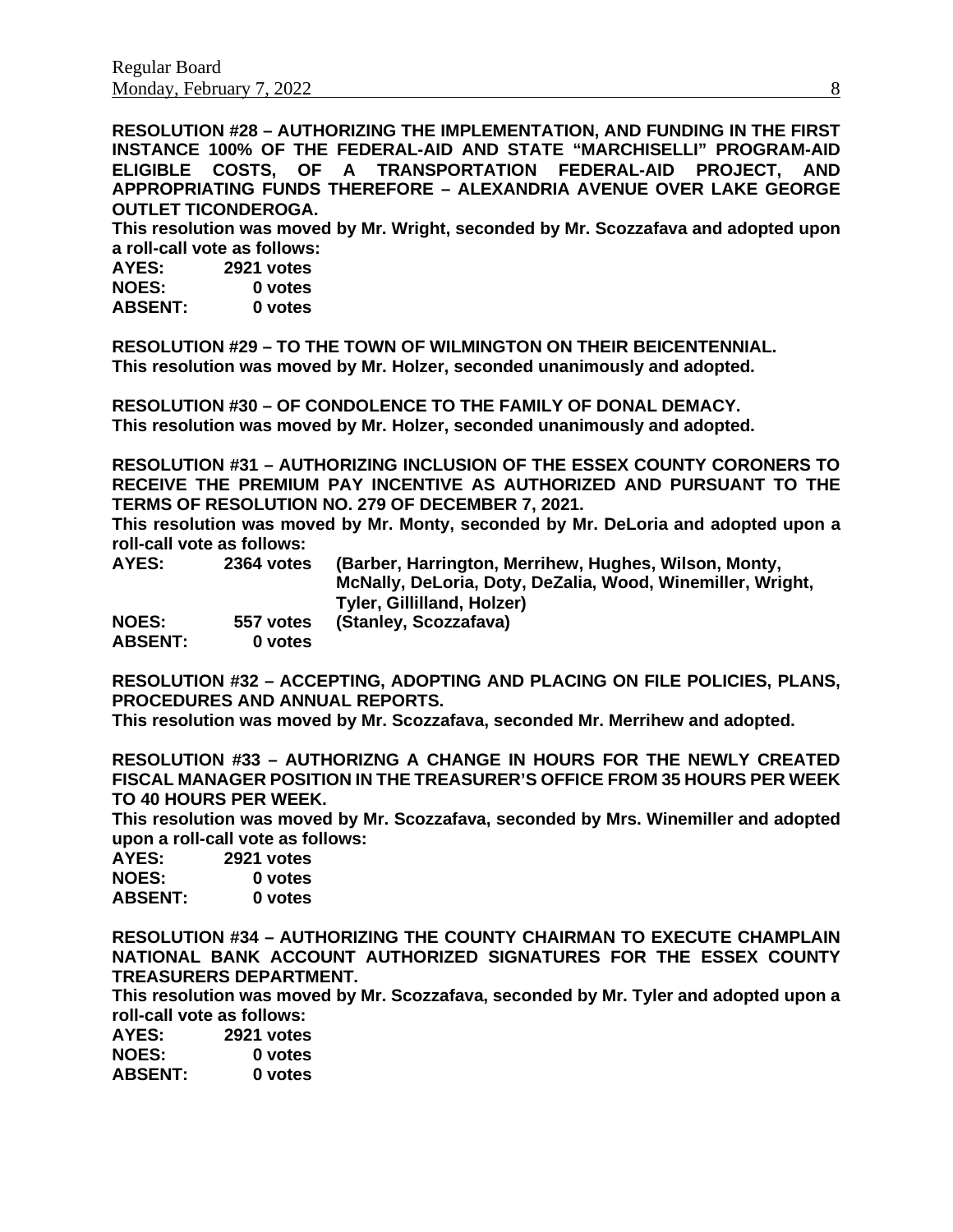**RESOLUTION #28 – AUTHORIZING THE IMPLEMENTATION, AND FUNDING IN THE FIRST INSTANCE 100% OF THE FEDERAL-AID AND STATE "MARCHISELLI" PROGRAM-AID ELIGIBLE COSTS, OF A TRANSPORTATION FEDERAL-AID PROJECT, AND APPROPRIATING FUNDS THEREFORE – ALEXANDRIA AVENUE OVER LAKE GEORGE OUTLET TICONDEROGA.**

**This resolution was moved by Mr. Wright, seconded by Mr. Scozzafava and adopted upon a roll-call vote as follows:**

**AYES: 2921 votes**
**NOES: 0 votes**
**ABSENT: 0 votes**

**RESOLUTION #29 – TO THE TOWN OF WILMINGTON ON THEIR BEICENTENNIAL.**
**This resolution was moved by Mr. Holzer, seconded unanimously and adopted.**

**RESOLUTION #30 – OF CONDOLENCE TO THE FAMILY OF DONAL DEMACY.**
**This resolution was moved by Mr. Holzer, seconded unanimously and adopted.**

**RESOLUTION #31 – AUTHORIZING INCLUSION OF THE ESSEX COUNTY CORONERS TO RECEIVE THE PREMIUM PAY INCENTIVE AS AUTHORIZED AND PURSUANT TO THE TERMS OF RESOLUTION NO. 279 OF DECEMBER 7, 2021.**

**This resolution was moved by Mr. Monty, seconded by Mr. DeLoria and adopted upon a roll-call vote as follows:**

**AYES: 2364 votes (Barber, Harrington, Merrihew, Hughes, Wilson, Monty, McNally, DeLoria, Doty, DeZalia, Wood, Winemiller, Wright, Tyler, Gillilland, Holzer)**
**NOES: 557 votes (Stanley, Scozzafava)**
**ABSENT: 0 votes**

**RESOLUTION #32 – ACCEPTING, ADOPTING AND PLACING ON FILE POLICIES, PLANS, PROCEDURES AND ANNUAL REPORTS.**
**This resolution was moved by Mr. Scozzafava, seconded Mr. Merrihew and adopted.**

**RESOLUTION #33 – AUTHORIZNG A CHANGE IN HOURS FOR THE NEWLY CREATED FISCAL MANAGER POSITION IN THE TREASURER'S OFFICE FROM 35 HOURS PER WEEK TO 40 HOURS PER WEEK.**

**This resolution was moved by Mr. Scozzafava, seconded by Mrs. Winemiller and adopted upon a roll-call vote as follows:**

**AYES: 2921 votes**
**NOES: 0 votes**
**ABSENT: 0 votes**

**RESOLUTION #34 – AUTHORIZING THE COUNTY CHAIRMAN TO EXECUTE CHAMPLAIN NATIONAL BANK ACCOUNT AUTHORIZED SIGNATURES FOR THE ESSEX COUNTY TREASURERS DEPARTMENT.**

**This resolution was moved by Mr. Scozzafava, seconded by Mr. Tyler and adopted upon a roll-call vote as follows:**

**AYES: 2921 votes**
**NOES: 0 votes**
**ABSENT: 0 votes**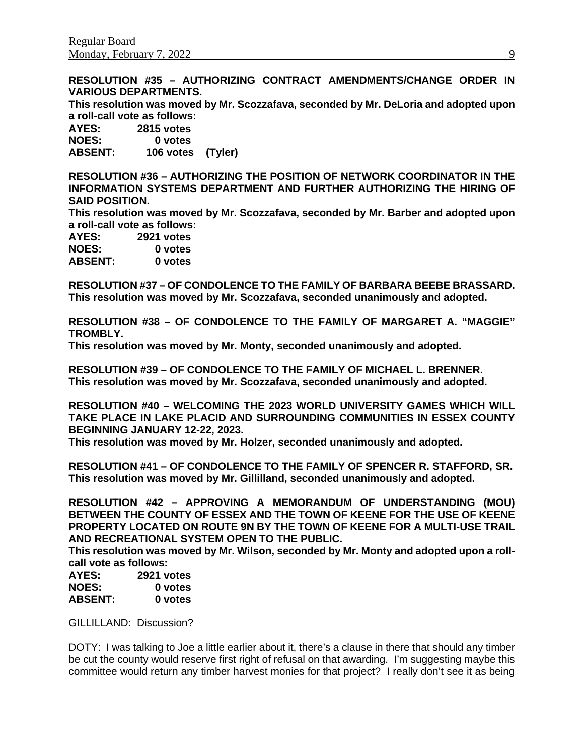**RESOLUTION #35 – AUTHORIZING CONTRACT AMENDMENTS/CHANGE ORDER IN VARIOUS DEPARTMENTS.**
**This resolution was moved by Mr. Scozzafava, seconded by Mr. DeLoria and adopted upon a roll-call vote as follows:**
**AYES: 2815 votes**
**NOES: 0 votes**
**ABSENT: 106 votes (Tyler)**

**RESOLUTION #36 – AUTHORIZING THE POSITION OF NETWORK COORDINATOR IN THE INFORMATION SYSTEMS DEPARTMENT AND FURTHER AUTHORIZING THE HIRING OF SAID POSITION.**
**This resolution was moved by Mr. Scozzafava, seconded by Mr. Barber and adopted upon a roll-call vote as follows:**
**AYES: 2921 votes**
**NOES: 0 votes**
**ABSENT: 0 votes**

**RESOLUTION #37 – OF CONDOLENCE TO THE FAMILY OF BARBARA BEEBE BRASSARD.**
**This resolution was moved by Mr. Scozzafava, seconded unanimously and adopted.**

**RESOLUTION #38 – OF CONDOLENCE TO THE FAMILY OF MARGARET A. "MAGGIE" TROMBLY.**
**This resolution was moved by Mr. Monty, seconded unanimously and adopted.**

**RESOLUTION #39 – OF CONDOLENCE TO THE FAMILY OF MICHAEL L. BRENNER.**
**This resolution was moved by Mr. Scozzafava, seconded unanimously and adopted.**

**RESOLUTION #40 – WELCOMING THE 2023 WORLD UNIVERSITY GAMES WHICH WILL TAKE PLACE IN LAKE PLACID AND SURROUNDING COMMUNITIES IN ESSEX COUNTY BEGINNING JANUARY 12-22, 2023.**
**This resolution was moved by Mr. Holzer, seconded unanimously and adopted.**

**RESOLUTION #41 – OF CONDOLENCE TO THE FAMILY OF SPENCER R. STAFFORD, SR.**
**This resolution was moved by Mr. Gillilland, seconded unanimously and adopted.**

**RESOLUTION #42 – APPROVING A MEMORANDUM OF UNDERSTANDING (MOU) BETWEEN THE COUNTY OF ESSEX AND THE TOWN OF KEENE FOR THE USE OF KEENE PROPERTY LOCATED ON ROUTE 9N BY THE TOWN OF KEENE FOR A MULTI-USE TRAIL AND RECREATIONAL SYSTEM OPEN TO THE PUBLIC.**
**This resolution was moved by Mr. Wilson, seconded by Mr. Monty and adopted upon a roll-call vote as follows:**
**AYES: 2921 votes**
**NOES: 0 votes**
**ABSENT: 0 votes**

GILLILLAND: Discussion?

DOTY: I was talking to Joe a little earlier about it, there's a clause in there that should any timber be cut the county would reserve first right of refusal on that awarding. I'm suggesting maybe this committee would return any timber harvest monies for that project? I really don't see it as being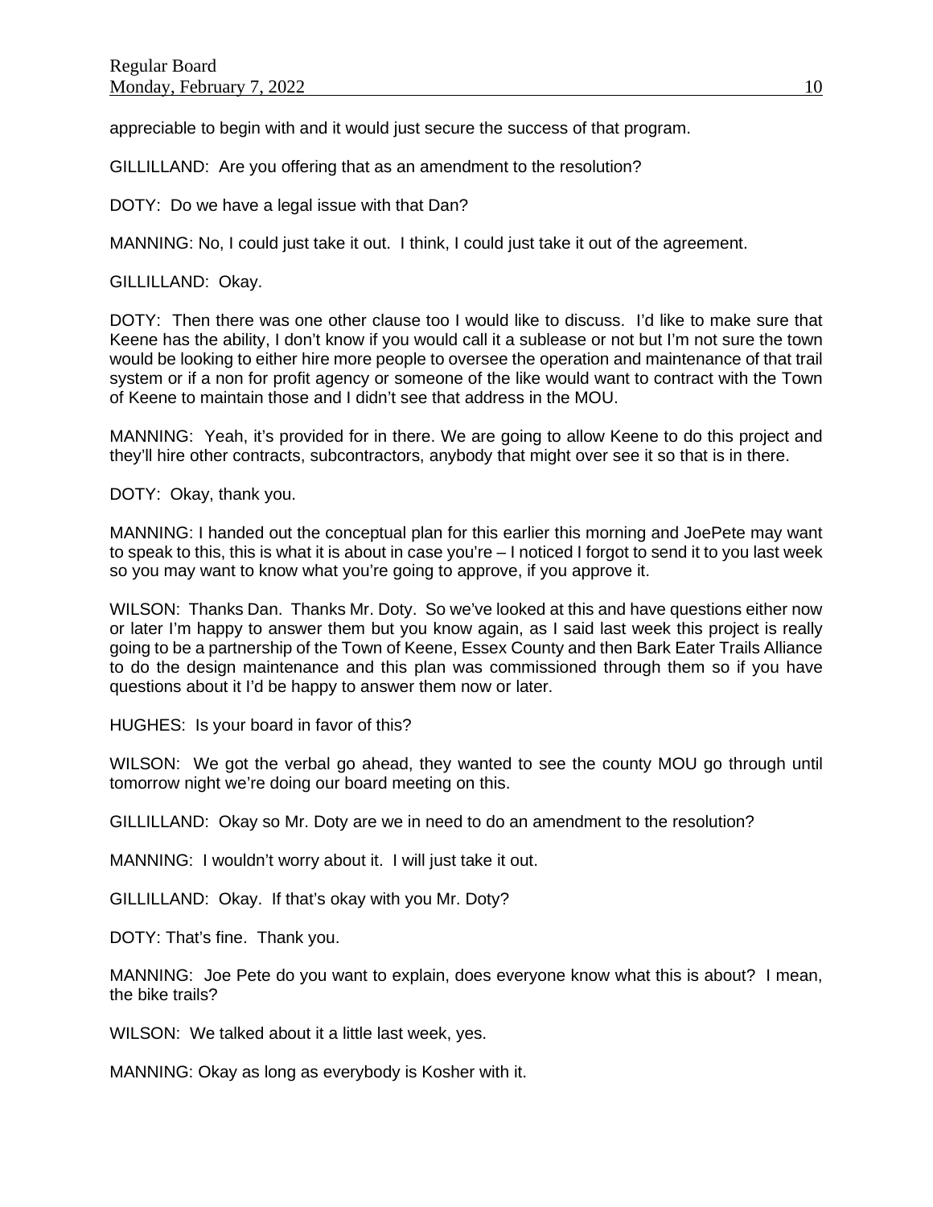appreciable to begin with and it would just secure the success of that program.

GILLILLAND: Are you offering that as an amendment to the resolution?

DOTY: Do we have a legal issue with that Dan?

MANNING: No, I could just take it out. I think, I could just take it out of the agreement.

GILLILLAND: Okay.

DOTY: Then there was one other clause too I would like to discuss. I'd like to make sure that Keene has the ability, I don't know if you would call it a sublease or not but I'm not sure the town would be looking to either hire more people to oversee the operation and maintenance of that trail system or if a non for profit agency or someone of the like would want to contract with the Town of Keene to maintain those and I didn't see that address in the MOU.

MANNING: Yeah, it's provided for in there. We are going to allow Keene to do this project and they'll hire other contracts, subcontractors, anybody that might over see it so that is in there.

DOTY: Okay, thank you.

MANNING: I handed out the conceptual plan for this earlier this morning and JoePete may want to speak to this, this is what it is about in case you're – I noticed I forgot to send it to you last week so you may want to know what you're going to approve, if you approve it.

WILSON: Thanks Dan. Thanks Mr. Doty. So we've looked at this and have questions either now or later I'm happy to answer them but you know again, as I said last week this project is really going to be a partnership of the Town of Keene, Essex County and then Bark Eater Trails Alliance to do the design maintenance and this plan was commissioned through them so if you have questions about it I'd be happy to answer them now or later.

HUGHES: Is your board in favor of this?

WILSON: We got the verbal go ahead, they wanted to see the county MOU go through until tomorrow night we're doing our board meeting on this.

GILLILLAND: Okay so Mr. Doty are we in need to do an amendment to the resolution?

MANNING: I wouldn't worry about it. I will just take it out.

GILLILLAND: Okay. If that's okay with you Mr. Doty?

DOTY: That's fine. Thank you.

MANNING: Joe Pete do you want to explain, does everyone know what this is about? I mean, the bike trails?

WILSON: We talked about it a little last week, yes.

MANNING: Okay as long as everybody is Kosher with it.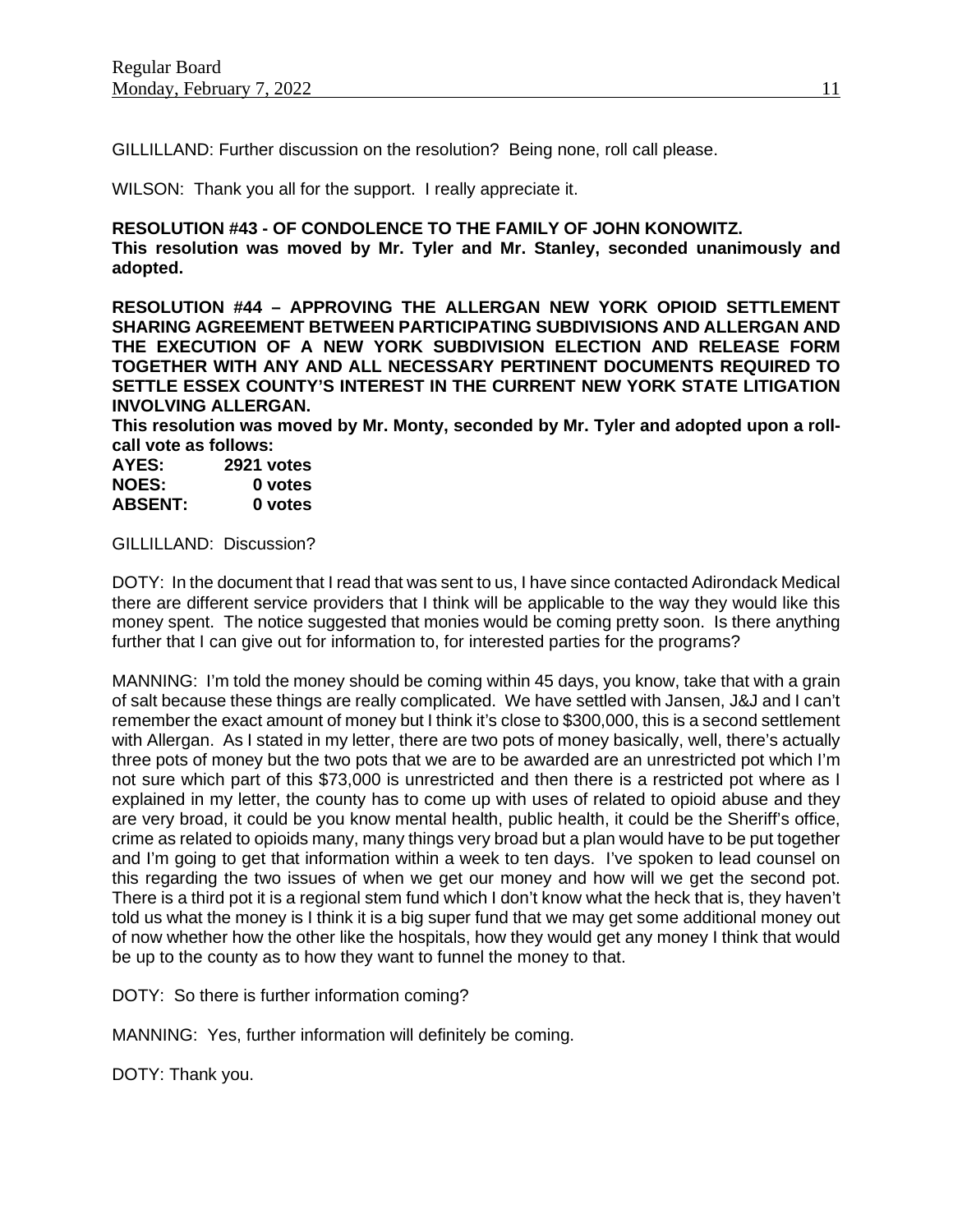GILLILLAND: Further discussion on the resolution? Being none, roll call please.

WILSON: Thank you all for the support. I really appreciate it.

**RESOLUTION #43 - OF CONDOLENCE TO THE FAMILY OF JOHN KONOWITZ.**
**This resolution was moved by Mr. Tyler and Mr. Stanley, seconded unanimously and adopted.**

**RESOLUTION #44 – APPROVING THE ALLERGAN NEW YORK OPIOID SETTLEMENT SHARING AGREEMENT BETWEEN PARTICIPATING SUBDIVISIONS AND ALLERGAN AND THE EXECUTION OF A NEW YORK SUBDIVISION ELECTION AND RELEASE FORM TOGETHER WITH ANY AND ALL NECESSARY PERTINENT DOCUMENTS REQUIRED TO SETTLE ESSEX COUNTY'S INTEREST IN THE CURRENT NEW YORK STATE LITIGATION INVOLVING ALLERGAN.**
**This resolution was moved by Mr. Monty, seconded by Mr. Tyler and adopted upon a roll-call vote as follows:**

| | |
|---|---|
| **AYES:** | **2921 votes** |
| **NOES:** | **0 votes** |
| **ABSENT:** | **0 votes** |

GILLILLAND: Discussion?

DOTY: In the document that I read that was sent to us, I have since contacted Adirondack Medical there are different service providers that I think will be applicable to the way they would like this money spent. The notice suggested that monies would be coming pretty soon. Is there anything further that I can give out for information to, for interested parties for the programs?

MANNING: I'm told the money should be coming within 45 days, you know, take that with a grain of salt because these things are really complicated. We have settled with Jansen, J&J and I can't remember the exact amount of money but I think it's close to $300,000, this is a second settlement with Allergan. As I stated in my letter, there are two pots of money basically, well, there's actually three pots of money but the two pots that we are to be awarded are an unrestricted pot which I'm not sure which part of this $73,000 is unrestricted and then there is a restricted pot where as I explained in my letter, the county has to come up with uses of related to opioid abuse and they are very broad, it could be you know mental health, public health, it could be the Sheriff's office, crime as related to opioids many, many things very broad but a plan would have to be put together and I'm going to get that information within a week to ten days. I've spoken to lead counsel on this regarding the two issues of when we get our money and how will we get the second pot. There is a third pot it is a regional stem fund which I don't know what the heck that is, they haven't told us what the money is I think it is a big super fund that we may get some additional money out of now whether how the other like the hospitals, how they would get any money I think that would be up to the county as to how they want to funnel the money to that.

DOTY: So there is further information coming?

MANNING: Yes, further information will definitely be coming.

DOTY: Thank you.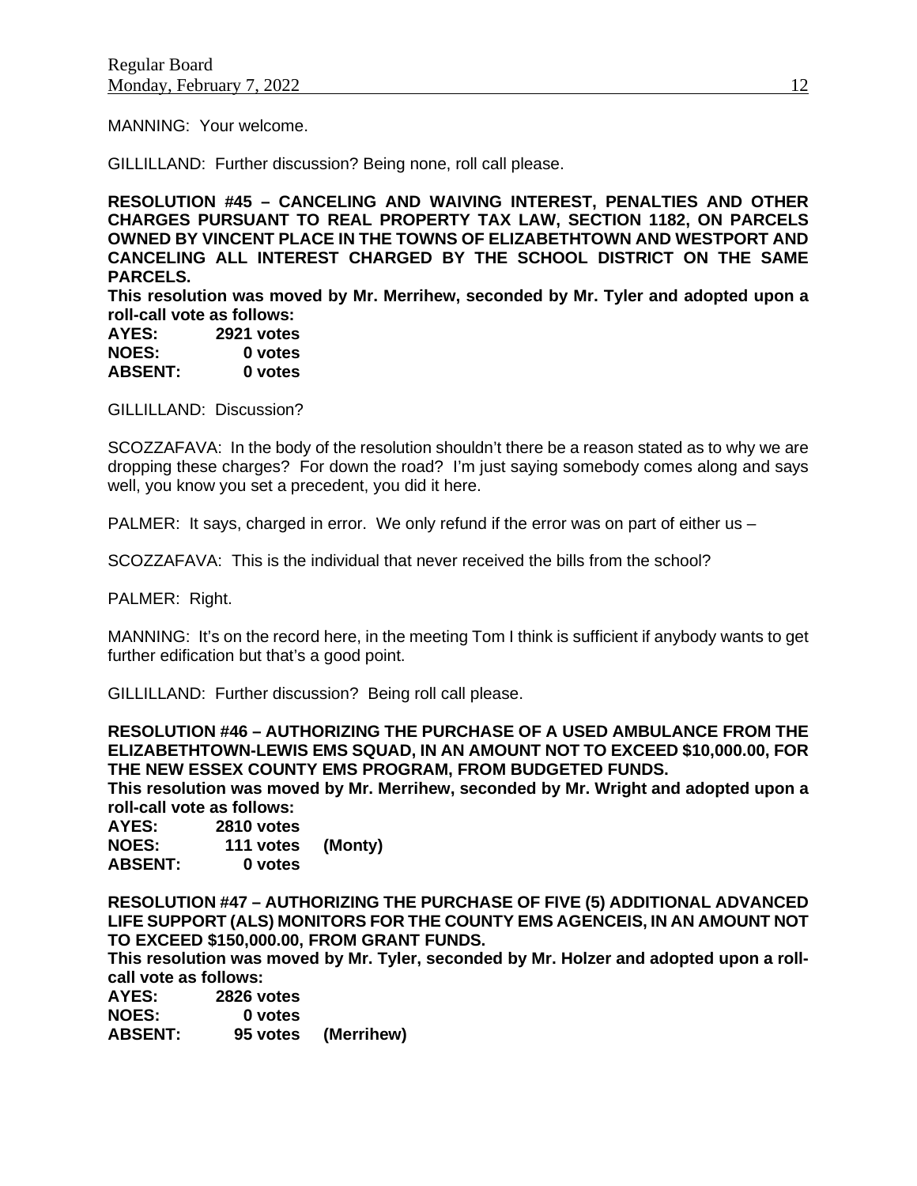MANNING: Your welcome.

GILLILLAND: Further discussion? Being none, roll call please.

**RESOLUTION #45 – CANCELING AND WAIVING INTEREST, PENALTIES AND OTHER CHARGES PURSUANT TO REAL PROPERTY TAX LAW, SECTION 1182, ON PARCELS OWNED BY VINCENT PLACE IN THE TOWNS OF ELIZABETHTOWN AND WESTPORT AND CANCELING ALL INTEREST CHARGED BY THE SCHOOL DISTRICT ON THE SAME PARCELS.**

**This resolution was moved by Mr. Merrihew, seconded by Mr. Tyler and adopted upon a roll-call vote as follows:**

**AYES: 2921 votes**
**NOES: 0 votes**
**ABSENT: 0 votes**

GILLILLAND: Discussion?

SCOZZAFAVA: In the body of the resolution shouldn't there be a reason stated as to why we are dropping these charges? For down the road? I'm just saying somebody comes along and says well, you know you set a precedent, you did it here.

PALMER: It says, charged in error. We only refund if the error was on part of either us –

SCOZZAFAVA: This is the individual that never received the bills from the school?

PALMER: Right.

MANNING: It's on the record here, in the meeting Tom I think is sufficient if anybody wants to get further edification but that's a good point.

GILLILLAND: Further discussion? Being roll call please.

**RESOLUTION #46 – AUTHORIZING THE PURCHASE OF A USED AMBULANCE FROM THE ELIZABETHTOWN-LEWIS EMS SQUAD, IN AN AMOUNT NOT TO EXCEED $10,000.00, FOR THE NEW ESSEX COUNTY EMS PROGRAM, FROM BUDGETED FUNDS.**

**This resolution was moved by Mr. Merrihew, seconded by Mr. Wright and adopted upon a roll-call vote as follows:**

**AYES: 2810 votes**
**NOES: 111 votes (Monty)**
**ABSENT: 0 votes**

**RESOLUTION #47 – AUTHORIZING THE PURCHASE OF FIVE (5) ADDITIONAL ADVANCED LIFE SUPPORT (ALS) MONITORS FOR THE COUNTY EMS AGENCEIS, IN AN AMOUNT NOT TO EXCEED $150,000.00, FROM GRANT FUNDS.**

**This resolution was moved by Mr. Tyler, seconded by Mr. Holzer and adopted upon a roll-call vote as follows:**

**AYES: 2826 votes**
**NOES: 0 votes**
**ABSENT: 95 votes (Merrihew)**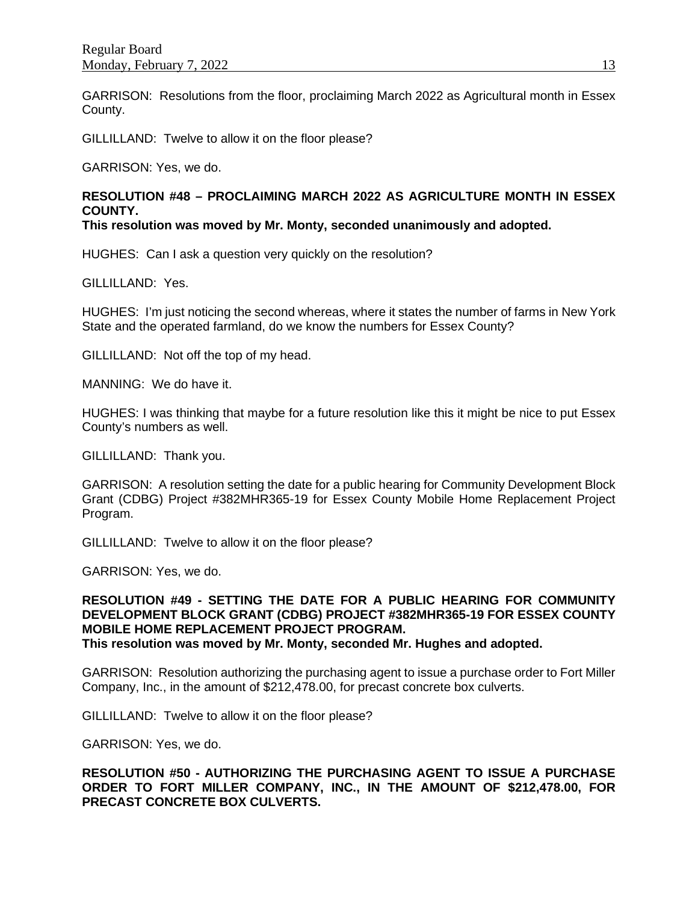GARRISON: Resolutions from the floor, proclaiming March 2022 as Agricultural month in Essex County.

GILLILLAND: Twelve to allow it on the floor please?

GARRISON: Yes, we do.

**RESOLUTION #48 – PROCLAIMING MARCH 2022 AS AGRICULTURE MONTH IN ESSEX COUNTY.**
**This resolution was moved by Mr. Monty, seconded unanimously and adopted.**

HUGHES: Can I ask a question very quickly on the resolution?

GILLILLAND: Yes.

HUGHES: I'm just noticing the second whereas, where it states the number of farms in New York State and the operated farmland, do we know the numbers for Essex County?

GILLILLAND: Not off the top of my head.

MANNING: We do have it.

HUGHES: I was thinking that maybe for a future resolution like this it might be nice to put Essex County's numbers as well.

GILLILLAND: Thank you.

GARRISON: A resolution setting the date for a public hearing for Community Development Block Grant (CDBG) Project #382MHR365-19 for Essex County Mobile Home Replacement Project Program.

GILLILLAND: Twelve to allow it on the floor please?

GARRISON: Yes, we do.

**RESOLUTION #49 - SETTING THE DATE FOR A PUBLIC HEARING FOR COMMUNITY DEVELOPMENT BLOCK GRANT (CDBG) PROJECT #382MHR365-19 FOR ESSEX COUNTY MOBILE HOME REPLACEMENT PROJECT PROGRAM.**
**This resolution was moved by Mr. Monty, seconded Mr. Hughes and adopted.**

GARRISON: Resolution authorizing the purchasing agent to issue a purchase order to Fort Miller Company, Inc., in the amount of $212,478.00, for precast concrete box culverts.

GILLILLAND: Twelve to allow it on the floor please?

GARRISON: Yes, we do.

**RESOLUTION #50 - AUTHORIZING THE PURCHASING AGENT TO ISSUE A PURCHASE ORDER TO FORT MILLER COMPANY, INC., IN THE AMOUNT OF $212,478.00, FOR PRECAST CONCRETE BOX CULVERTS.**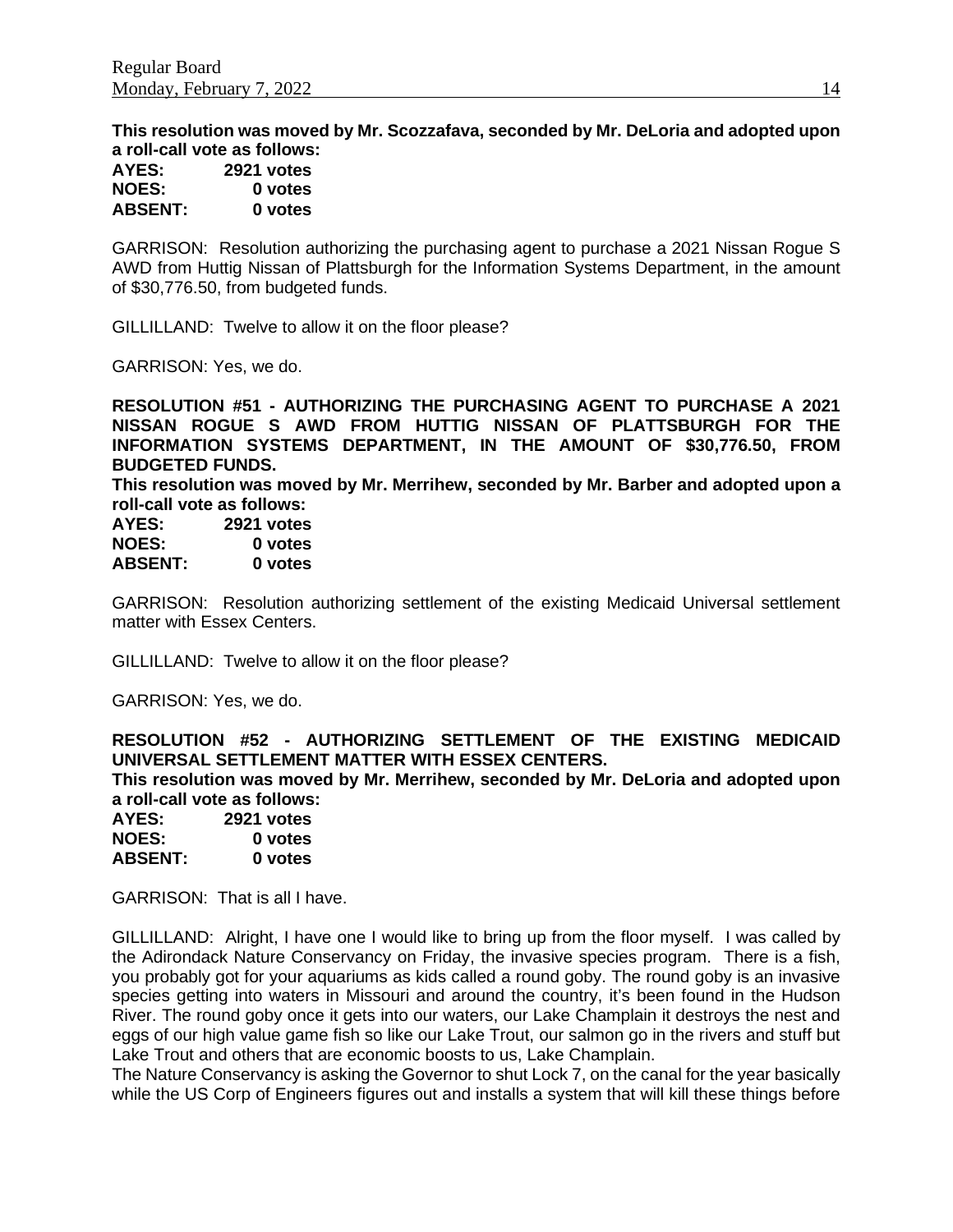**This resolution was moved by Mr. Scozzafava, seconded by Mr. DeLoria and adopted upon a roll-call vote as follows:**

**AYES: 2921 votes**
**NOES: 0 votes**
**ABSENT: 0 votes**

GARRISON: Resolution authorizing the purchasing agent to purchase a 2021 Nissan Rogue S AWD from Huttig Nissan of Plattsburgh for the Information Systems Department, in the amount of $30,776.50, from budgeted funds.

GILLILLAND: Twelve to allow it on the floor please?

GARRISON: Yes, we do.

**RESOLUTION #51 - AUTHORIZING THE PURCHASING AGENT TO PURCHASE A 2021 NISSAN ROGUE S AWD FROM HUTTIG NISSAN OF PLATTSBURGH FOR THE INFORMATION SYSTEMS DEPARTMENT, IN THE AMOUNT OF $30,776.50, FROM BUDGETED FUNDS.**

**This resolution was moved by Mr. Merrihew, seconded by Mr. Barber and adopted upon a roll-call vote as follows:**

**AYES: 2921 votes**
**NOES: 0 votes**
**ABSENT: 0 votes**

GARRISON: Resolution authorizing settlement of the existing Medicaid Universal settlement matter with Essex Centers.

GILLILLAND: Twelve to allow it on the floor please?

GARRISON: Yes, we do.

**RESOLUTION #52 - AUTHORIZING SETTLEMENT OF THE EXISTING MEDICAID UNIVERSAL SETTLEMENT MATTER WITH ESSEX CENTERS.**

**This resolution was moved by Mr. Merrihew, seconded by Mr. DeLoria and adopted upon a roll-call vote as follows:**

**AYES: 2921 votes**
**NOES: 0 votes**
**ABSENT: 0 votes**

GARRISON: That is all I have.

GILLILLAND: Alright, I have one I would like to bring up from the floor myself. I was called by the Adirondack Nature Conservancy on Friday, the invasive species program. There is a fish, you probably got for your aquariums as kids called a round goby. The round goby is an invasive species getting into waters in Missouri and around the country, it's been found in the Hudson River. The round goby once it gets into our waters, our Lake Champlain it destroys the nest and eggs of our high value game fish so like our Lake Trout, our salmon go in the rivers and stuff but Lake Trout and others that are economic boosts to us, Lake Champlain.

The Nature Conservancy is asking the Governor to shut Lock 7, on the canal for the year basically while the US Corp of Engineers figures out and installs a system that will kill these things before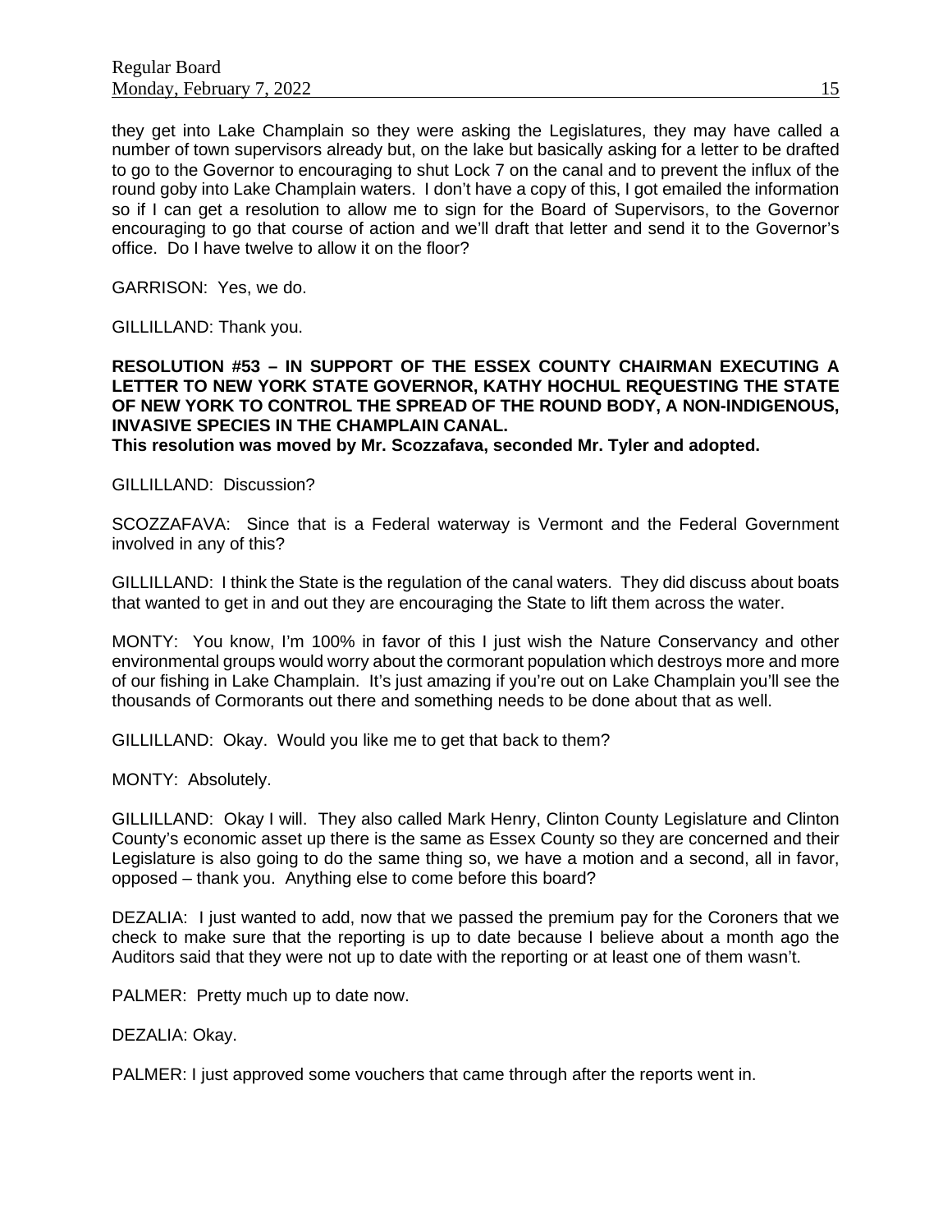they get into Lake Champlain so they were asking the Legislatures, they may have called a number of town supervisors already but, on the lake but basically asking for a letter to be drafted to go to the Governor to encouraging to shut Lock 7 on the canal and to prevent the influx of the round goby into Lake Champlain waters. I don't have a copy of this, I got emailed the information so if I can get a resolution to allow me to sign for the Board of Supervisors, to the Governor encouraging to go that course of action and we'll draft that letter and send it to the Governor's office. Do I have twelve to allow it on the floor?

GARRISON: Yes, we do.

GILLILLAND: Thank you.

**RESOLUTION #53 – IN SUPPORT OF THE ESSEX COUNTY CHAIRMAN EXECUTING A LETTER TO NEW YORK STATE GOVERNOR, KATHY HOCHUL REQUESTING THE STATE OF NEW YORK TO CONTROL THE SPREAD OF THE ROUND BODY, A NON-INDIGENOUS, INVASIVE SPECIES IN THE CHAMPLAIN CANAL.**
**This resolution was moved by Mr. Scozzafava, seconded Mr. Tyler and adopted.**

GILLILLAND: Discussion?

SCOZZAFAVA: Since that is a Federal waterway is Vermont and the Federal Government involved in any of this?

GILLILLAND: I think the State is the regulation of the canal waters. They did discuss about boats that wanted to get in and out they are encouraging the State to lift them across the water.

MONTY: You know, I'm 100% in favor of this I just wish the Nature Conservancy and other environmental groups would worry about the cormorant population which destroys more and more of our fishing in Lake Champlain. It's just amazing if you're out on Lake Champlain you'll see the thousands of Cormorants out there and something needs to be done about that as well.

GILLILLAND: Okay. Would you like me to get that back to them?

MONTY: Absolutely.

GILLILLAND: Okay I will. They also called Mark Henry, Clinton County Legislature and Clinton County's economic asset up there is the same as Essex County so they are concerned and their Legislature is also going to do the same thing so, we have a motion and a second, all in favor, opposed – thank you. Anything else to come before this board?

DEZALIA: I just wanted to add, now that we passed the premium pay for the Coroners that we check to make sure that the reporting is up to date because I believe about a month ago the Auditors said that they were not up to date with the reporting or at least one of them wasn't.

PALMER: Pretty much up to date now.

DEZALIA: Okay.

PALMER: I just approved some vouchers that came through after the reports went in.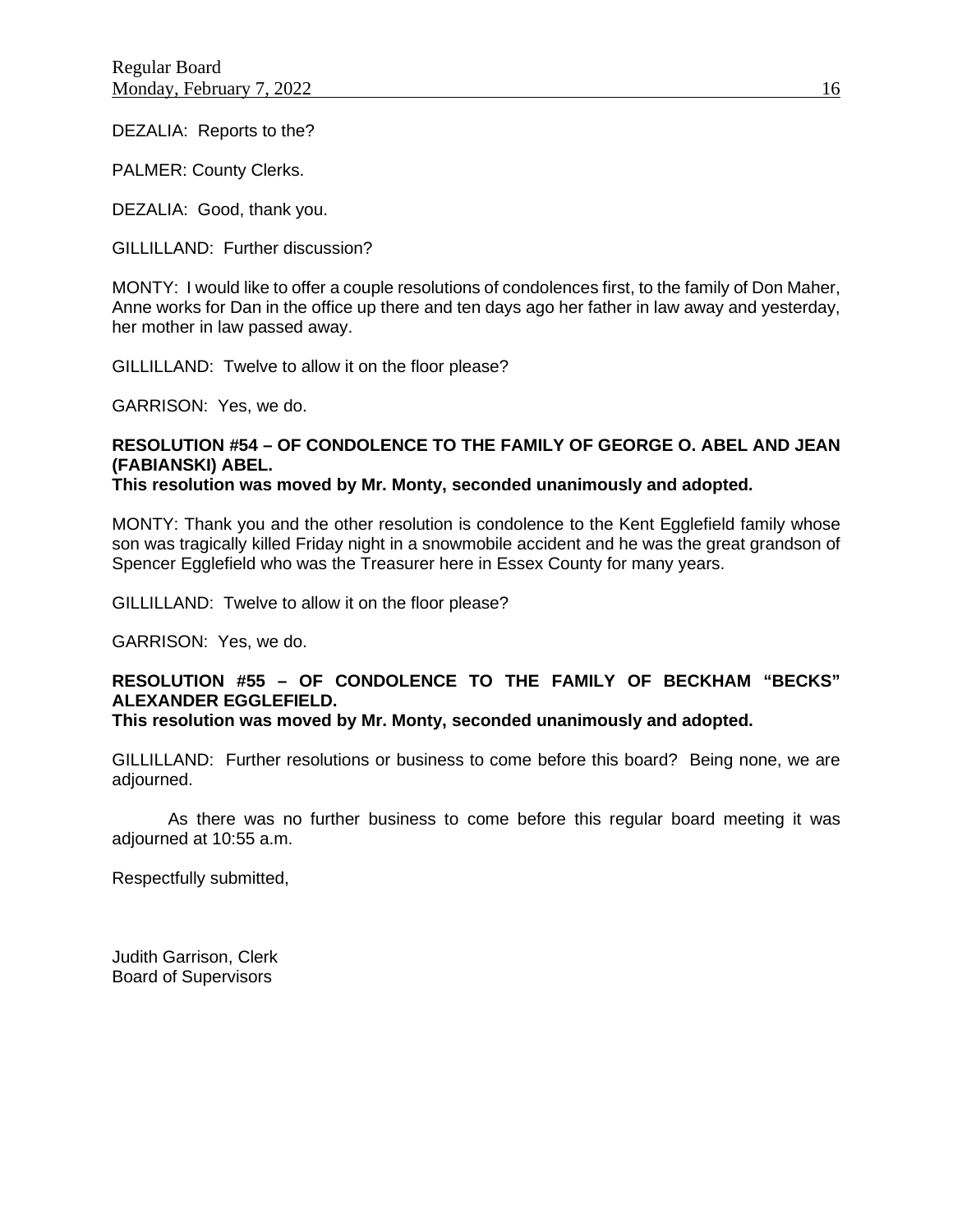DEZALIA: Reports to the?

PALMER: County Clerks.

DEZALIA: Good, thank you.

GILLILLAND: Further discussion?

MONTY: I would like to offer a couple resolutions of condolences first, to the family of Don Maher, Anne works for Dan in the office up there and ten days ago her father in law away and yesterday, her mother in law passed away.

GILLILLAND: Twelve to allow it on the floor please?

GARRISON: Yes, we do.

**RESOLUTION #54 – OF CONDOLENCE TO THE FAMILY OF GEORGE O. ABEL AND JEAN (FABIANSKI) ABEL.**
**This resolution was moved by Mr. Monty, seconded unanimously and adopted.**

MONTY: Thank you and the other resolution is condolence to the Kent Egglefield family whose son was tragically killed Friday night in a snowmobile accident and he was the great grandson of Spencer Egglefield who was the Treasurer here in Essex County for many years.

GILLILLAND: Twelve to allow it on the floor please?

GARRISON: Yes, we do.

**RESOLUTION #55 – OF CONDOLENCE TO THE FAMILY OF BECKHAM "BECKS" ALEXANDER EGGLEFIELD.**
**This resolution was moved by Mr. Monty, seconded unanimously and adopted.**

GILLILLAND: Further resolutions or business to come before this board? Being none, we are adjourned.

As there was no further business to come before this regular board meeting it was adjourned at 10:55 a.m.

Respectfully submitted,

Judith Garrison, Clerk
Board of Supervisors